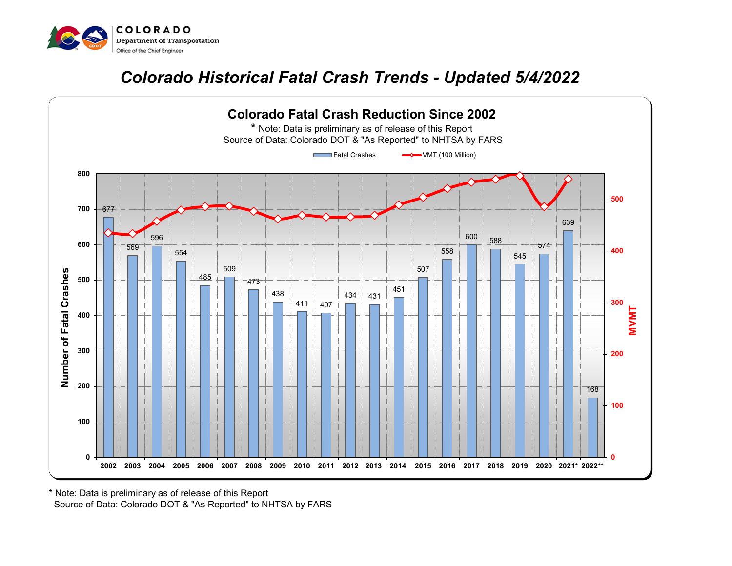COLORADO
Department of Transportation
Office of the Chief Engineer

# Colorado Historical Fatal Crash Trends - Updated 5/4/2022

## Colorado Fatal Crash Reduction Since 2002

\* Note: Data is preliminary as of release of this Report
Source of Data: Colorado DOT & "As Reported" to NHTSA by FARS

| Year | Fatal Crashes |
|---|---|
| 2002 | 677 |
| 2003 | 569 |
| 2004 | 596 |
| 2005 | 554 |
| 2006 | 485 |
| 2007 | 509 |
| 2008 | 473 |
| 2009 | 438 |
| 2010 | 411 |
| 2011 | 407 |
| 2012 | 434 |
| 2013 | 431 |
| 2014 | 451 |
| 2015 | 507 |
| 2016 | 558 |
| 2017 | 600 |
| 2018 | 588 |
| 2019 | 545 |
| 2020 | 574 |
| 2021* | 639 |
| 2022** | 168 |

Legend: Fatal Crashes; VMT (100 Million)

Y-axis (left): Number of Fatal Crashes; Y-axis (right): MVMT

\* Note: Data is preliminary as of release of this Report
Source of Data: Colorado DOT & "As Reported" to NHTSA by FARS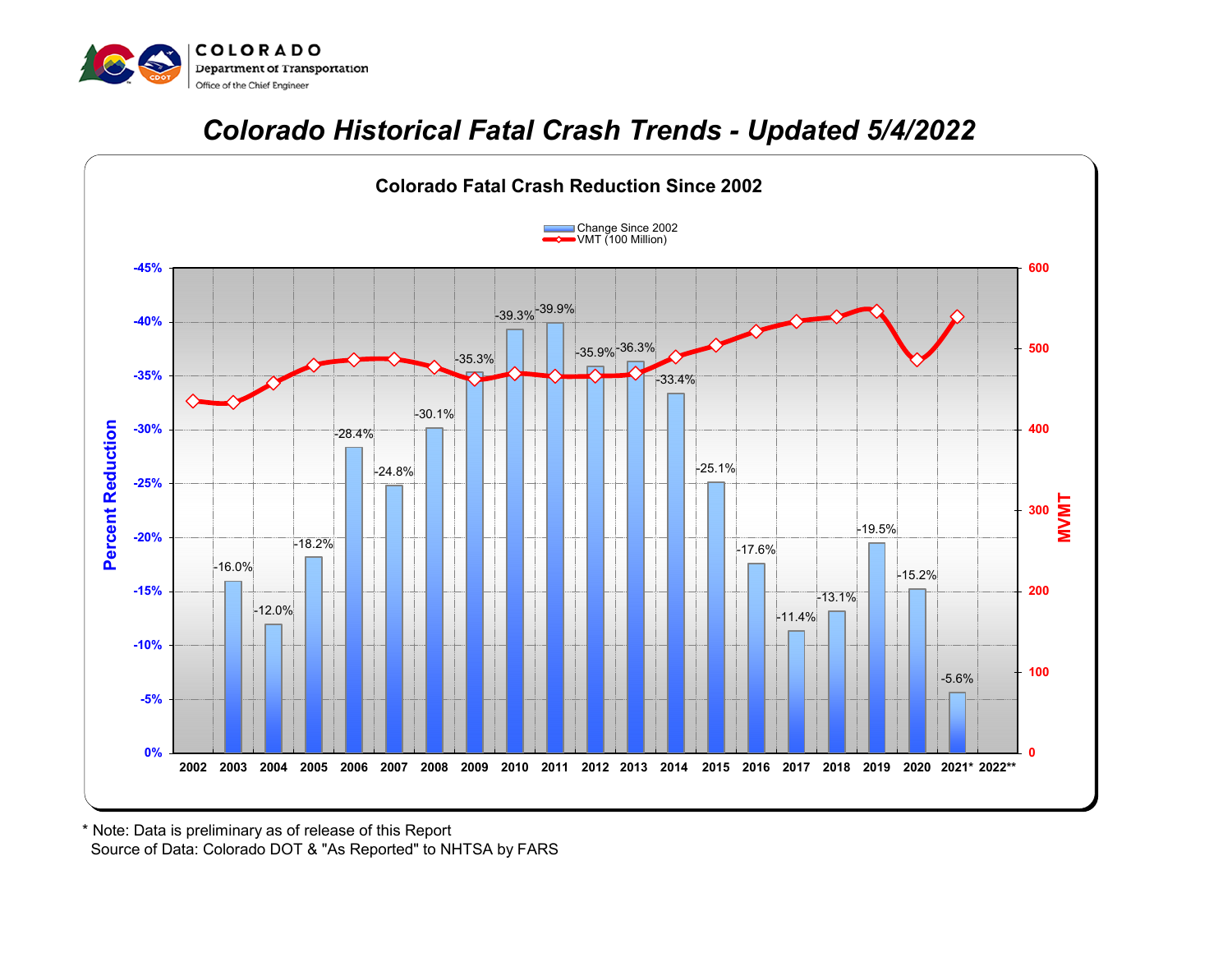COLORADO
Department of Transportation
Office of the Chief Engineer

# Colorado Historical Fatal Crash Trends - Updated 5/4/2022

## Colorado Fatal Crash Reduction Since 2002

| Year | Change Since 2002 |
|---|---|
| 2002 | |
| 2003 | -16.0% |
| 2004 | -12.0% |
| 2005 | -18.2% |
| 2006 | -28.4% |
| 2007 | -24.8% |
| 2008 | -30.1% |
| 2009 | -35.3% |
| 2010 | -39.3% |
| 2011 | -39.9% |
| 2012 | -35.9% |
| 2013 | -36.3% |
| 2014 | -33.4% |
| 2015 | -25.1% |
| 2016 | -17.6% |
| 2017 | -11.4% |
| 2018 | -13.1% |
| 2019 | -19.5% |
| 2020 | -15.2% |
| 2021* | -5.6% |
| 2022** | |

Legend: Change Since 2002; VMT (100 Million)

Left axis: Percent Reduction. Right axis: MVMT.

\* Note: Data is preliminary as of release of this Report
Source of Data: Colorado DOT & "As Reported" to NHTSA by FARS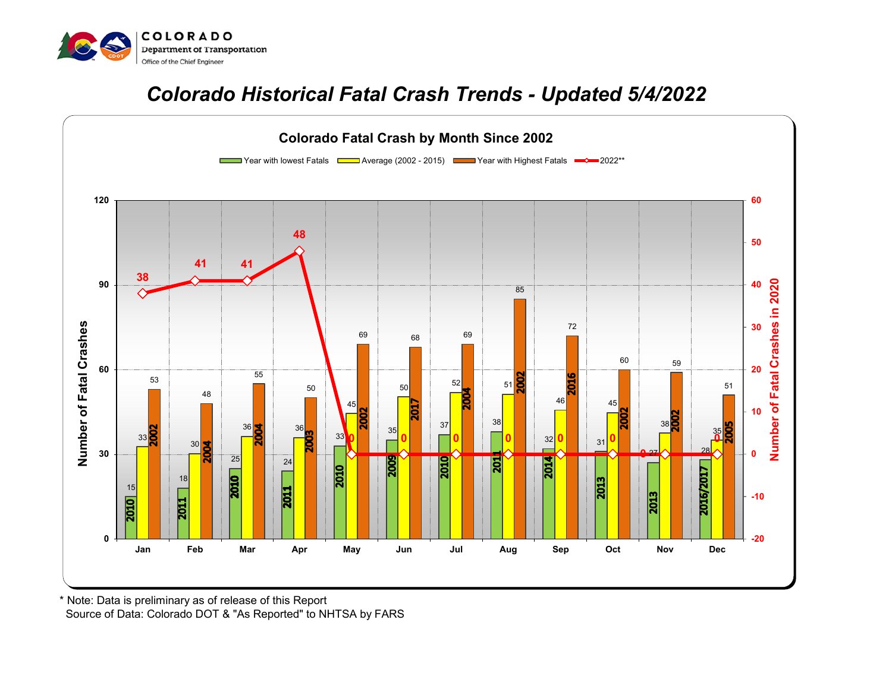COLORADO
Department of Transportation
Office of the Chief Engineer

# *Colorado Historical Fatal Crash Trends - Updated 5/4/2022*

Colorado Fatal Crash by Month Since 2002

Year with lowest Fatals
Average (2002 - 2015)
Year with Highest Fatals
2022**

Number of Fatal Crashes

Number of Fatal Crashes in 2020

120
90
60
30
0

60
50
40
30
20
10
0
-10
-20

Jan: 15 (2010), 33, 53 (2002), 38
Feb: 18 (2011), 30, 48 (2004), 41
Mar: 25 (2010), 36, 55 (2004), 41
Apr: 24 (2011), 36, 50 (2003), 48
May: 33 (2010), 45, 69 (2002), 0
Jun: 35 (2009), 50, 68 (2017), 0
Jul: 37 (2010), 52, 69 (2004), 0
Aug: 38 (2011), 51, 85 (2002), 0
Sep: 32 (2014), 46, 72 (2016), 0
Oct: 31 (2013), 45, 60 (2002), 0
Nov: 27 (2013), 38, 59 (2002), 0
Dec: 28 (2016/2017), 35, 51 (2005), 0

\* Note: Data is preliminary as of release of this Report
Source of Data: Colorado DOT & "As Reported" to NHTSA by FARS